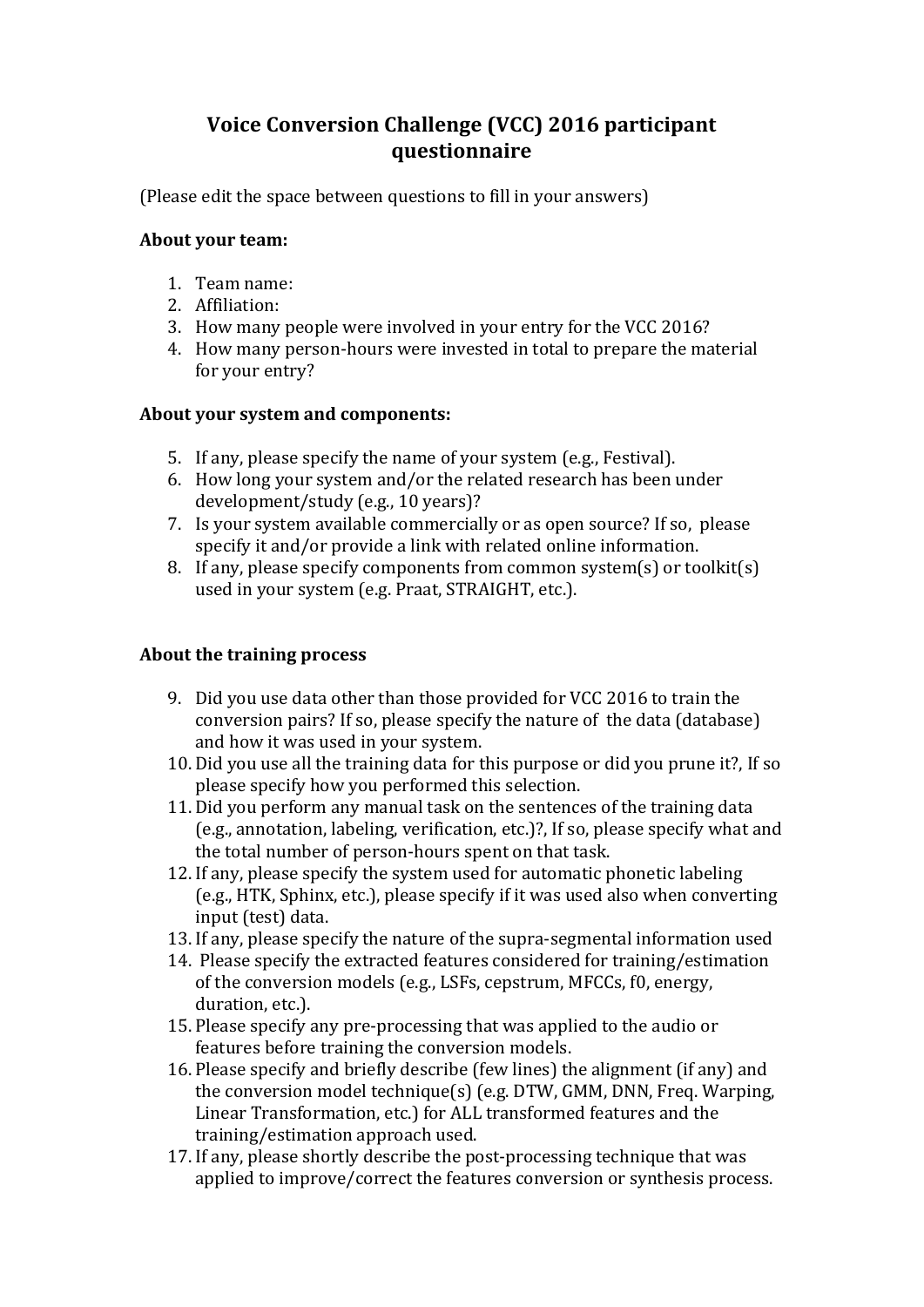# Voice Conversion Challenge (VCC) 2016 participant questionnaire

(Please edit the space between questions to fill in your answers)

**About your team:**

1. Team name:
2. Affiliation:
3. How many people were involved in your entry for the VCC 2016?
4. How many person-hours were invested in total to prepare the material for your entry?

**About your system and components:**

5. If any, please specify the name of your system (e.g., Festival).
6. How long your system and/or the related research has been under development/study (e.g., 10 years)?
7. Is your system available commercially or as open source? If so, please specify it and/or provide a link with related online information.
8. If any, please specify components from common system(s) or toolkit(s) used in your system (e.g. Praat, STRAIGHT, etc.).

**About the training process**

9. Did you use data other than those provided for VCC 2016 to train the conversion pairs? If so, please specify the nature of the data (database) and how it was used in your system.
10. Did you use all the training data for this purpose or did you prune it?, If so please specify how you performed this selection.
11. Did you perform any manual task on the sentences of the training data (e.g., annotation, labeling, verification, etc.)?, If so, please specify what and the total number of person-hours spent on that task.
12. If any, please specify the system used for automatic phonetic labeling (e.g., HTK, Sphinx, etc.), please specify if it was used also when converting input (test) data.
13. If any, please specify the nature of the supra-segmental information used
14. Please specify the extracted features considered for training/estimation of the conversion models (e.g., LSFs, cepstrum, MFCCs, f0, energy, duration, etc.).
15. Please specify any pre-processing that was applied to the audio or features before training the conversion models.
16. Please specify and briefly describe (few lines) the alignment (if any) and the conversion model technique(s) (e.g. DTW, GMM, DNN, Freq. Warping, Linear Transformation, etc.) for ALL transformed features and the training/estimation approach used.
17. If any, please shortly describe the post-processing technique that was applied to improve/correct the features conversion or synthesis process.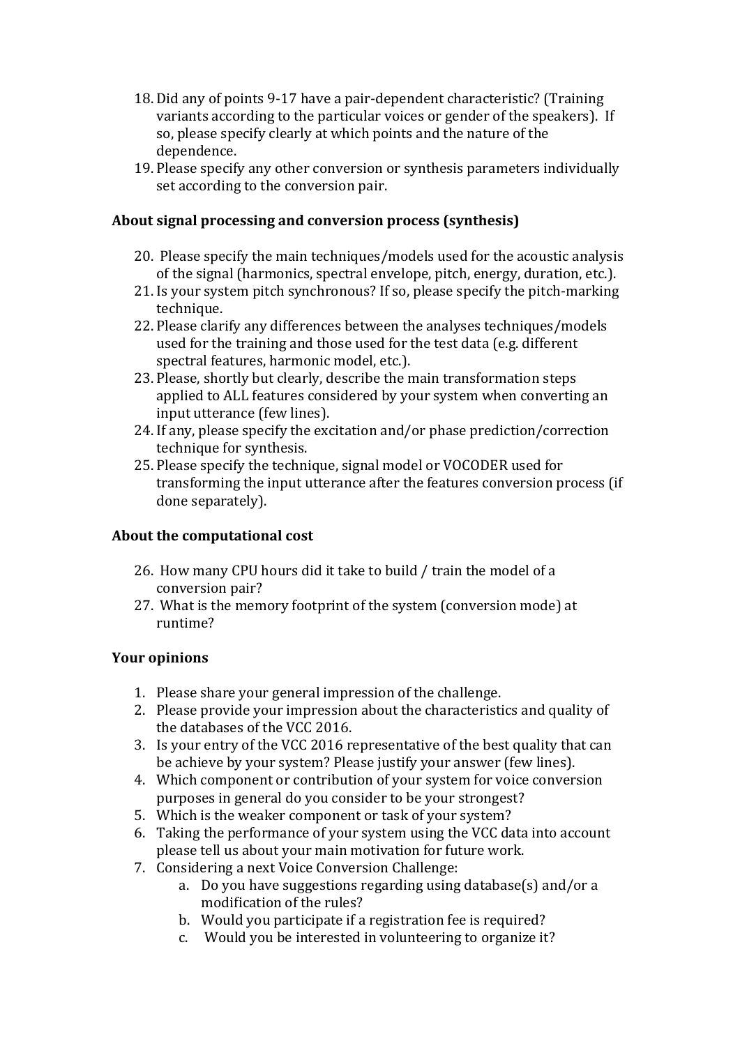18. Did any of points 9-17 have a pair-dependent characteristic? (Training variants according to the particular voices or gender of the speakers). If so, please specify clearly at which points and the nature of the dependence.
19. Please specify any other conversion or synthesis parameters individually set according to the conversion pair.

**About signal processing and conversion process (synthesis)**

20. Please specify the main techniques/models used for the acoustic analysis of the signal (harmonics, spectral envelope, pitch, energy, duration, etc.).
21. Is your system pitch synchronous? If so, please specify the pitch-marking technique.
22. Please clarify any differences between the analyses techniques/models used for the training and those used for the test data (e.g. different spectral features, harmonic model, etc.).
23. Please, shortly but clearly, describe the main transformation steps applied to ALL features considered by your system when converting an input utterance (few lines).
24. If any, please specify the excitation and/or phase prediction/correction technique for synthesis.
25. Please specify the technique, signal model or VOCODER used for transforming the input utterance after the features conversion process (if done separately).

**About the computational cost**

26. How many CPU hours did it take to build / train the model of a conversion pair?
27. What is the memory footprint of the system (conversion mode) at runtime?

**Your opinions**

1. Please share your general impression of the challenge.
2. Please provide your impression about the characteristics and quality of the databases of the VCC 2016.
3. Is your entry of the VCC 2016 representative of the best quality that can be achieve by your system? Please justify your answer (few lines).
4. Which component or contribution of your system for voice conversion purposes in general do you consider to be your strongest?
5. Which is the weaker component or task of your system?
6. Taking the performance of your system using the VCC data into account please tell us about your main motivation for future work.
7. Considering a next Voice Conversion Challenge:
   a. Do you have suggestions regarding using database(s) and/or a modification of the rules?
   b. Would you participate if a registration fee is required?
   c. Would you be interested in volunteering to organize it?